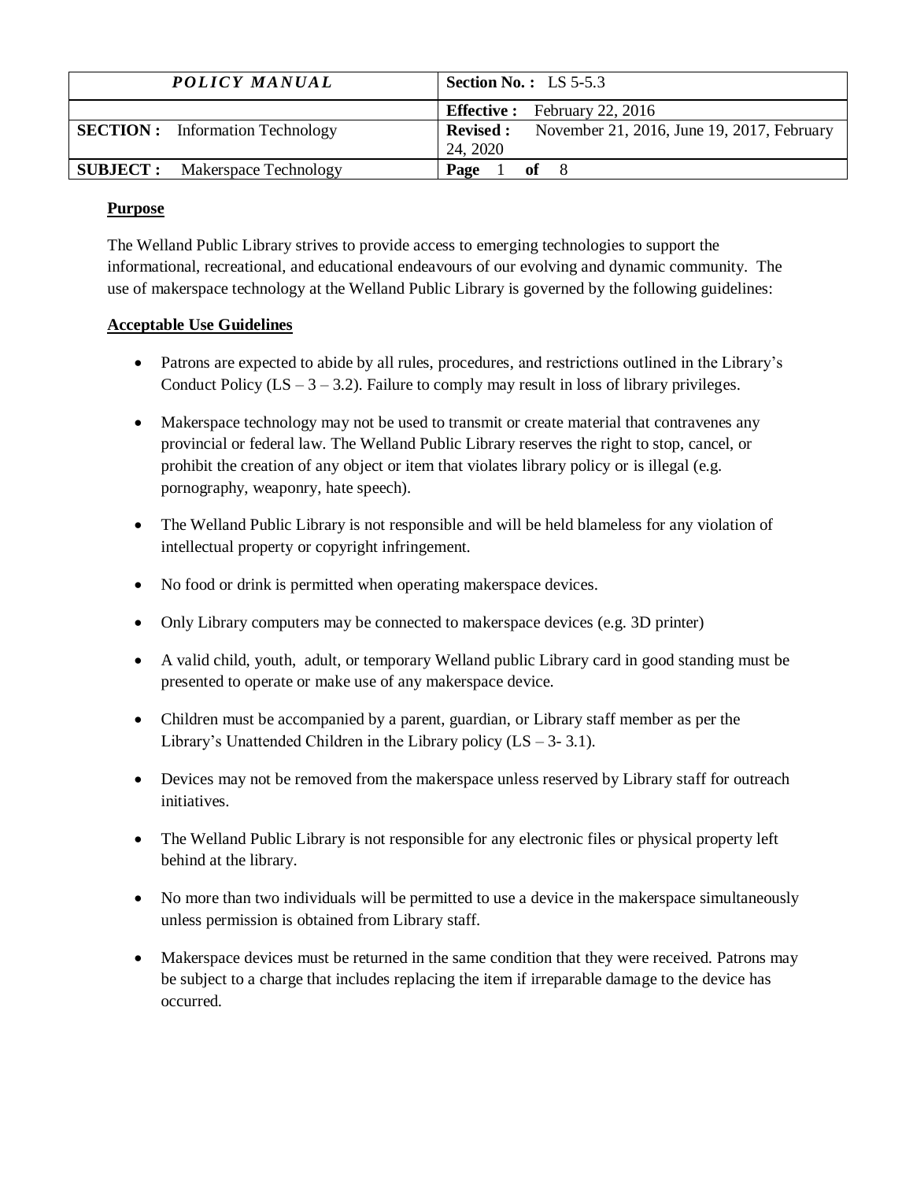| *POLICY MANUAL* | **Section No. :** LS 5-5.3 |
|---|---|
| | **Effective :** February 22, 2016 |
| **SECTION :** Information Technology | **Revised :** November 21, 2016, June 19, 2017, February 24, 2020 |
| **SUBJECT :** Makerspace Technology | **Page** 1 **of** 8 |

**Purpose**

The Welland Public Library strives to provide access to emerging technologies to support the informational, recreational, and educational endeavours of our evolving and dynamic community. The use of makerspace technology at the Welland Public Library is governed by the following guidelines:

**Acceptable Use Guidelines**

- Patrons are expected to abide by all rules, procedures, and restrictions outlined in the Library's Conduct Policy (LS – 3 – 3.2). Failure to comply may result in loss of library privileges.
- Makerspace technology may not be used to transmit or create material that contravenes any provincial or federal law. The Welland Public Library reserves the right to stop, cancel, or prohibit the creation of any object or item that violates library policy or is illegal (e.g. pornography, weaponry, hate speech).
- The Welland Public Library is not responsible and will be held blameless for any violation of intellectual property or copyright infringement.
- No food or drink is permitted when operating makerspace devices.
- Only Library computers may be connected to makerspace devices (e.g. 3D printer)
- A valid child, youth, adult, or temporary Welland public Library card in good standing must be presented to operate or make use of any makerspace device.
- Children must be accompanied by a parent, guardian, or Library staff member as per the Library's Unattended Children in the Library policy (LS – 3- 3.1).
- Devices may not be removed from the makerspace unless reserved by Library staff for outreach initiatives.
- The Welland Public Library is not responsible for any electronic files or physical property left behind at the library.
- No more than two individuals will be permitted to use a device in the makerspace simultaneously unless permission is obtained from Library staff.
- Makerspace devices must be returned in the same condition that they were received. Patrons may be subject to a charge that includes replacing the item if irreparable damage to the device has occurred.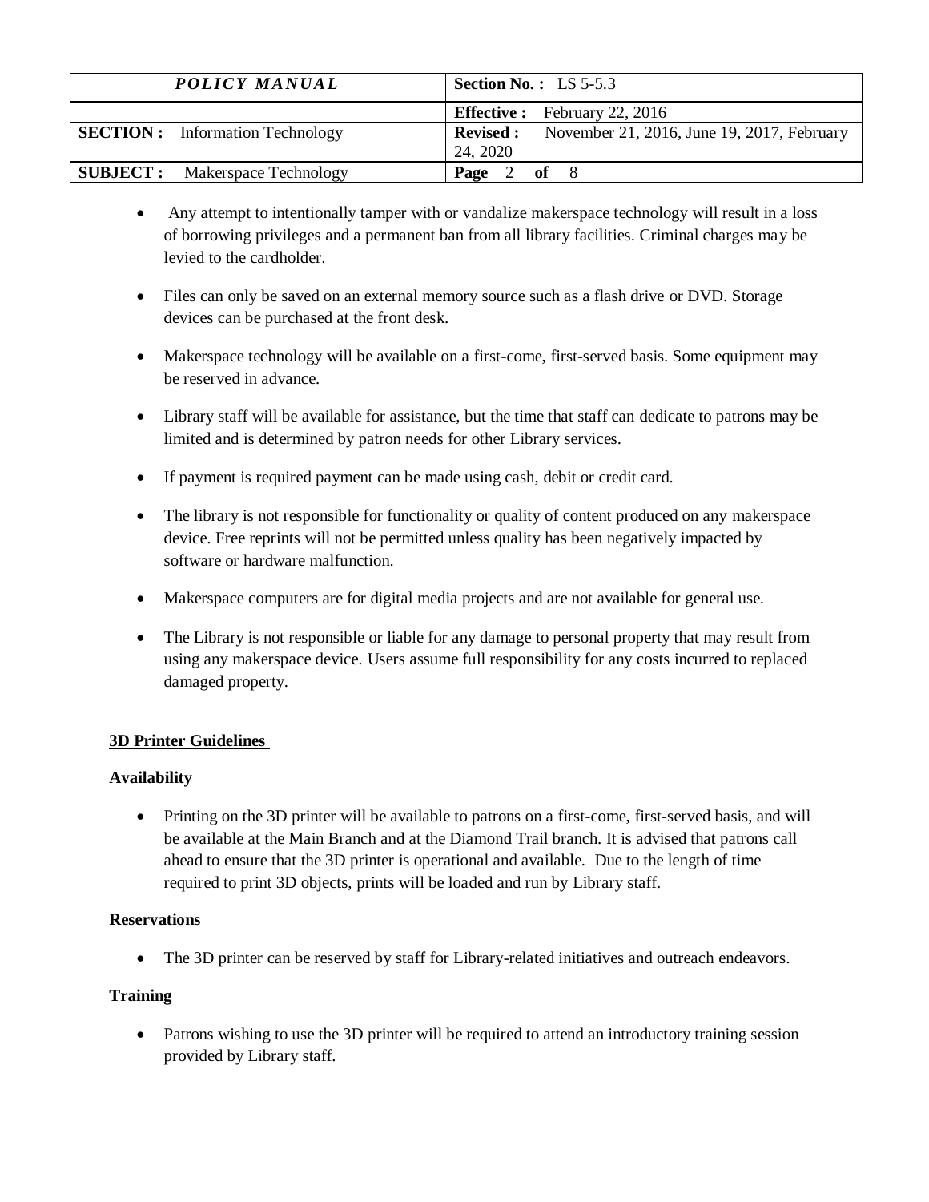- Any attempt to intentionally tamper with or vandalize makerspace technology will result in a loss of borrowing privileges and a permanent ban from all library facilities. Criminal charges may be levied to the cardholder.

- Files can only be saved on an external memory source such as a flash drive or DVD. Storage devices can be purchased at the front desk.

- Makerspace technology will be available on a first-come, first-served basis. Some equipment may be reserved in advance.

- Library staff will be available for assistance, but the time that staff can dedicate to patrons may be limited and is determined by patron needs for other Library services.

- If payment is required payment can be made using cash, debit or credit card.

- The library is not responsible for functionality or quality of content produced on any makerspace device. Free reprints will not be permitted unless quality has been negatively impacted by software or hardware malfunction.

- Makerspace computers are for digital media projects and are not available for general use.

- The Library is not responsible or liable for any damage to personal property that may result from using any makerspace device. Users assume full responsibility for any costs incurred to replaced damaged property.

## 3D Printer Guidelines

### Availability

- Printing on the 3D printer will be available to patrons on a first-come, first-served basis, and will be available at the Main Branch and at the Diamond Trail branch. It is advised that patrons call ahead to ensure that the 3D printer is operational and available. Due to the length of time required to print 3D objects, prints will be loaded and run by Library staff.

### Reservations

- The 3D printer can be reserved by staff for Library-related initiatives and outreach endeavors.

### Training

- Patrons wishing to use the 3D printer will be required to attend an introductory training session provided by Library staff.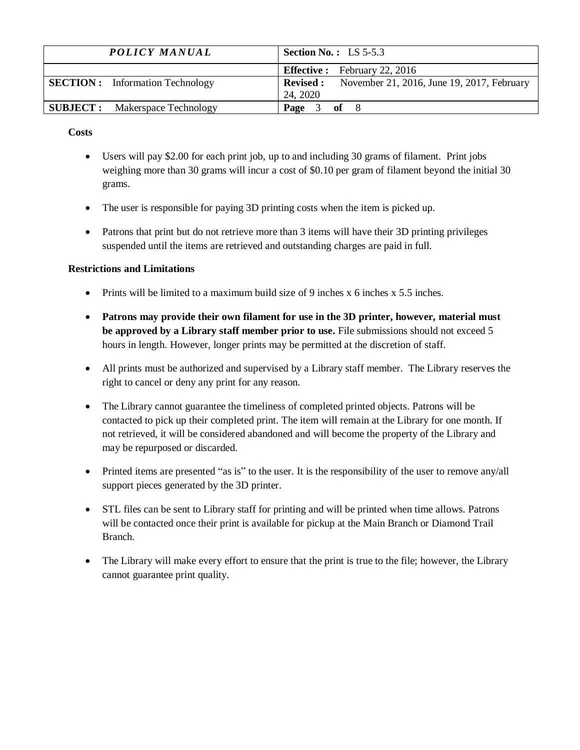**Costs**

- Users will pay $2.00 for each print job, up to and including 30 grams of filament. Print jobs weighing more than 30 grams will incur a cost of $0.10 per gram of filament beyond the initial 30 grams.
- The user is responsible for paying 3D printing costs when the item is picked up.
- Patrons that print but do not retrieve more than 3 items will have their 3D printing privileges suspended until the items are retrieved and outstanding charges are paid in full.

**Restrictions and Limitations**

- Prints will be limited to a maximum build size of 9 inches x 6 inches x 5.5 inches.
- **Patrons may provide their own filament for use in the 3D printer, however, material must be approved by a Library staff member prior to use.** File submissions should not exceed 5 hours in length. However, longer prints may be permitted at the discretion of staff.
- All prints must be authorized and supervised by a Library staff member. The Library reserves the right to cancel or deny any print for any reason.
- The Library cannot guarantee the timeliness of completed printed objects. Patrons will be contacted to pick up their completed print. The item will remain at the Library for one month. If not retrieved, it will be considered abandoned and will become the property of the Library and may be repurposed or discarded.
- Printed items are presented "as is" to the user. It is the responsibility of the user to remove any/all support pieces generated by the 3D printer.
- STL files can be sent to Library staff for printing and will be printed when time allows. Patrons will be contacted once their print is available for pickup at the Main Branch or Diamond Trail Branch.
- The Library will make every effort to ensure that the print is true to the file; however, the Library cannot guarantee print quality.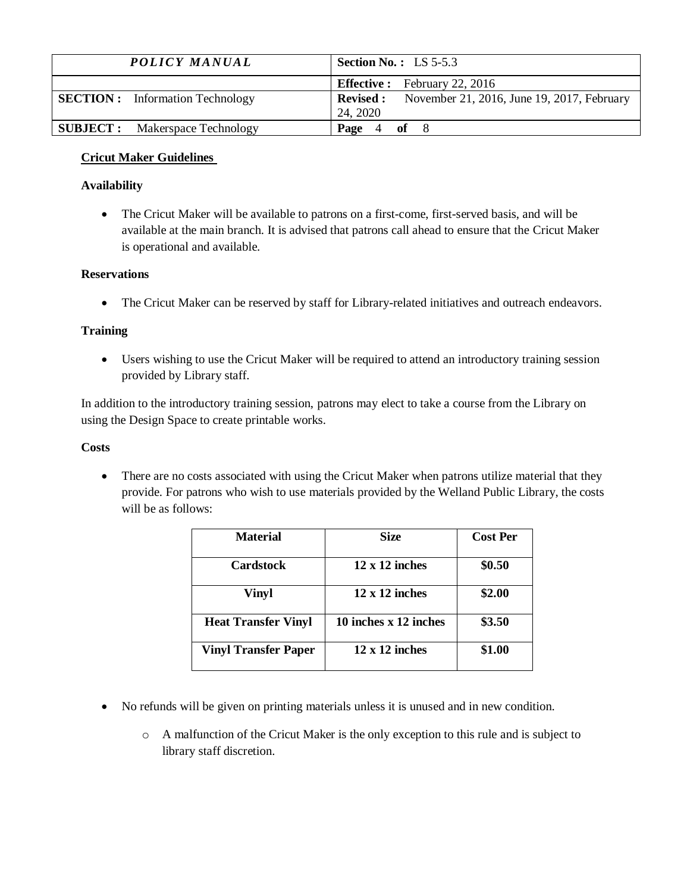## Cricut Maker Guidelines

**Availability**

- The Cricut Maker will be available to patrons on a first-come, first-served basis, and will be available at the main branch. It is advised that patrons call ahead to ensure that the Cricut Maker is operational and available.

**Reservations**

- The Cricut Maker can be reserved by staff for Library-related initiatives and outreach endeavors.

**Training**

- Users wishing to use the Cricut Maker will be required to attend an introductory training session provided by Library staff.

In addition to the introductory training session, patrons may elect to take a course from the Library on using the Design Space to create printable works.

**Costs**

- There are no costs associated with using the Cricut Maker when patrons utilize material that they provide. For patrons who wish to use materials provided by the Welland Public Library, the costs will be as follows:

| Material | Size | Cost Per |
| --- | --- | --- |
| **Cardstock** | **12 x 12 inches** | **$0.50** |
| **Vinyl** | **12 x 12 inches** | **$2.00** |
| **Heat Transfer Vinyl** | **10 inches x 12 inches** | **$3.50** |
| **Vinyl Transfer Paper** | **12 x 12 inches** | **$1.00** |

- No refunds will be given on printing materials unless it is unused and in new condition.
  - A malfunction of the Cricut Maker is the only exception to this rule and is subject to library staff discretion.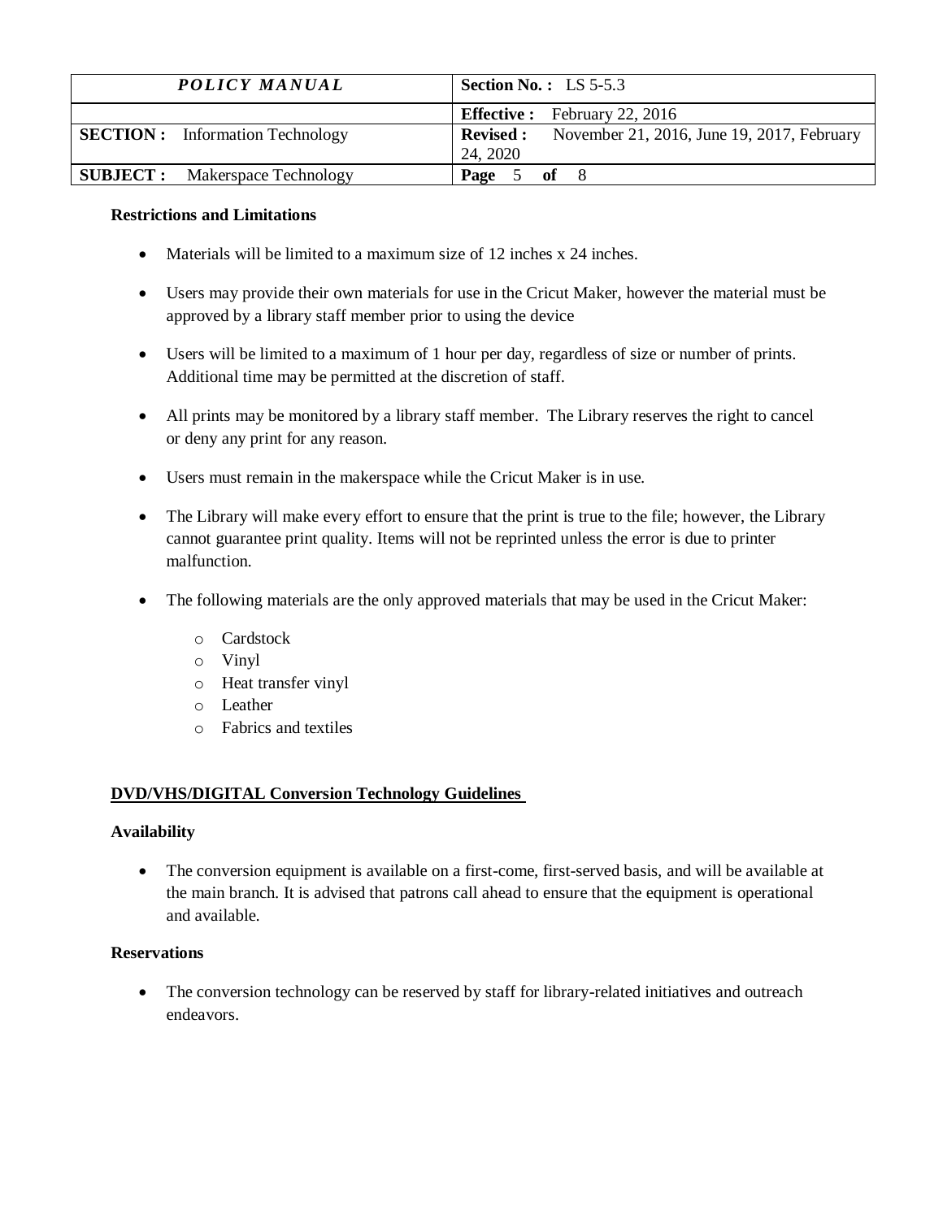**Restrictions and Limitations**

- Materials will be limited to a maximum size of 12 inches x 24 inches.
- Users may provide their own materials for use in the Cricut Maker, however the material must be approved by a library staff member prior to using the device
- Users will be limited to a maximum of 1 hour per day, regardless of size or number of prints. Additional time may be permitted at the discretion of staff.
- All prints may be monitored by a library staff member. The Library reserves the right to cancel or deny any print for any reason.
- Users must remain in the makerspace while the Cricut Maker is in use.
- The Library will make every effort to ensure that the print is true to the file; however, the Library cannot guarantee print quality. Items will not be reprinted unless the error is due to printer malfunction.
- The following materials are the only approved materials that may be used in the Cricut Maker:
  - Cardstock
  - Vinyl
  - Heat transfer vinyl
  - Leather
  - Fabrics and textiles

## DVD/VHS/DIGITAL Conversion Technology Guidelines

**Availability**

- The conversion equipment is available on a first-come, first-served basis, and will be available at the main branch. It is advised that patrons call ahead to ensure that the equipment is operational and available.

**Reservations**

- The conversion technology can be reserved by staff for library-related initiatives and outreach endeavors.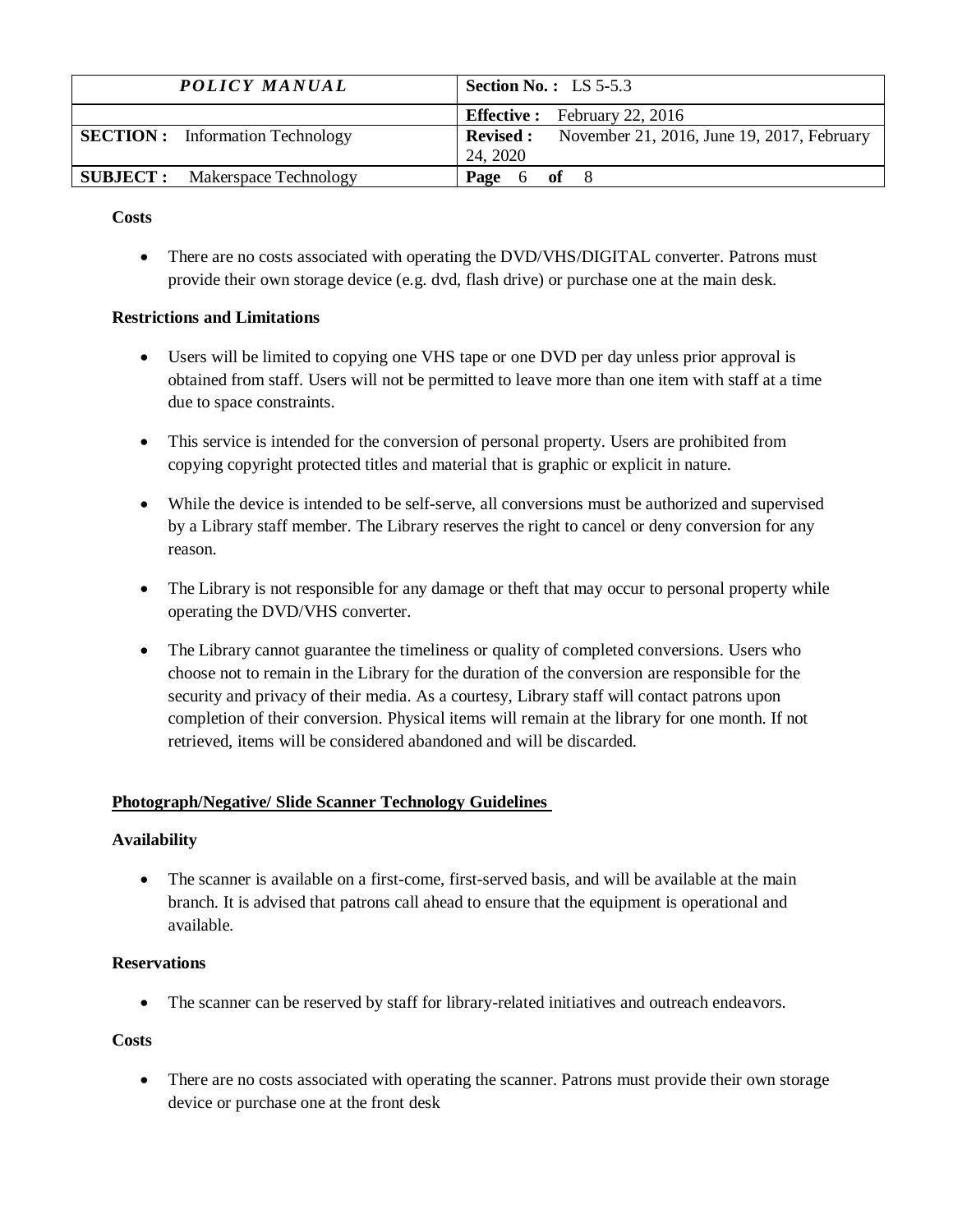**Costs**

- There are no costs associated with operating the DVD/VHS/DIGITAL converter. Patrons must provide their own storage device (e.g. dvd, flash drive) or purchase one at the main desk.

**Restrictions and Limitations**

- Users will be limited to copying one VHS tape or one DVD per day unless prior approval is obtained from staff. Users will not be permitted to leave more than one item with staff at a time due to space constraints.

- This service is intended for the conversion of personal property. Users are prohibited from copying copyright protected titles and material that is graphic or explicit in nature.

- While the device is intended to be self-serve, all conversions must be authorized and supervised by a Library staff member. The Library reserves the right to cancel or deny conversion for any reason.

- The Library is not responsible for any damage or theft that may occur to personal property while operating the DVD/VHS converter.

- The Library cannot guarantee the timeliness or quality of completed conversions. Users who choose not to remain in the Library for the duration of the conversion are responsible for the security and privacy of their media. As a courtesy, Library staff will contact patrons upon completion of their conversion. Physical items will remain at the library for one month. If not retrieved, items will be considered abandoned and will be discarded.

## Photograph/Negative/ Slide Scanner Technology Guidelines

**Availability**

- The scanner is available on a first-come, first-served basis, and will be available at the main branch. It is advised that patrons call ahead to ensure that the equipment is operational and available.

**Reservations**

- The scanner can be reserved by staff for library-related initiatives and outreach endeavors.

**Costs**

- There are no costs associated with operating the scanner. Patrons must provide their own storage device or purchase one at the front desk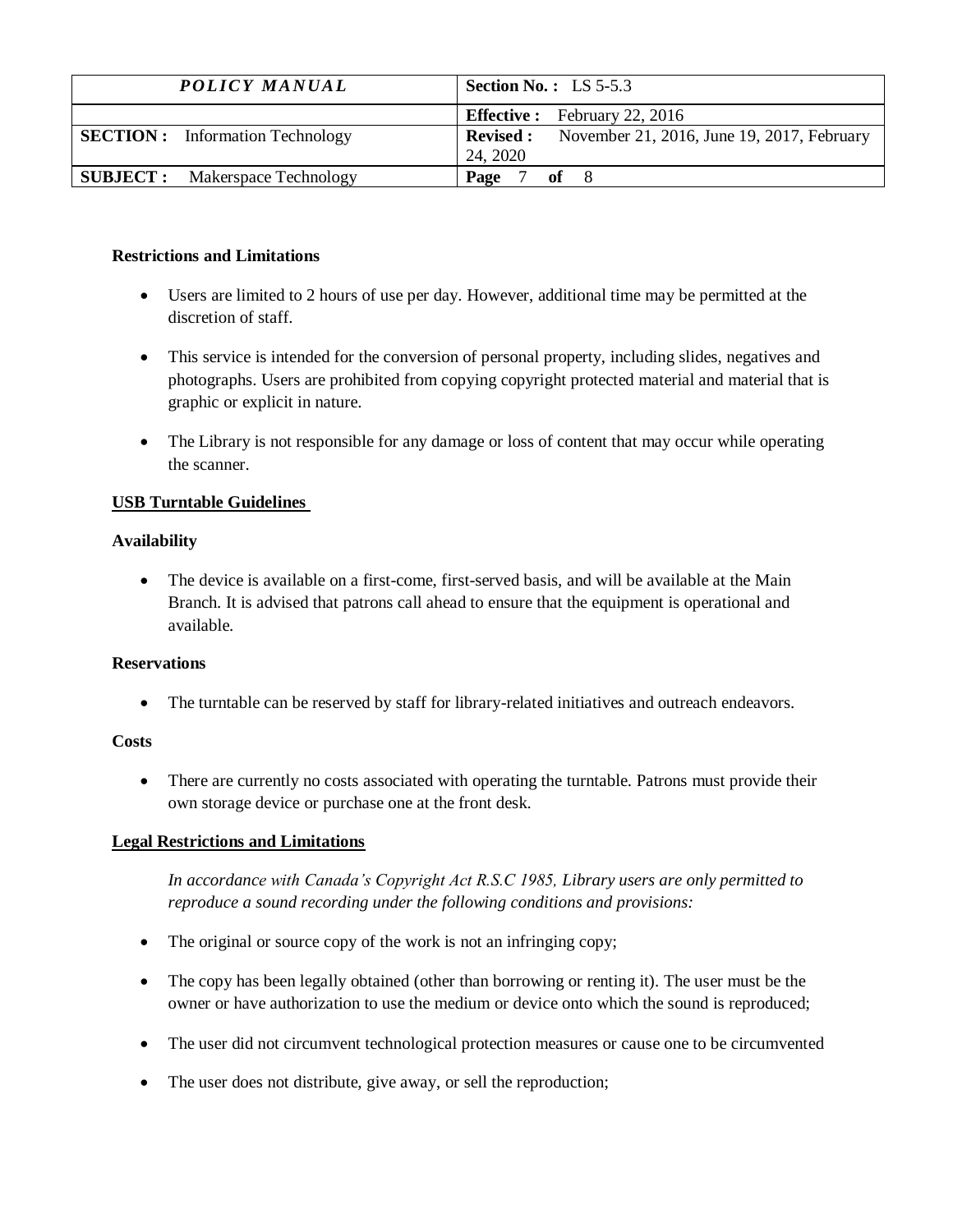**Restrictions and Limitations**

- Users are limited to 2 hours of use per day. However, additional time may be permitted at the discretion of staff.
- This service is intended for the conversion of personal property, including slides, negatives and photographs. Users are prohibited from copying copyright protected material and material that is graphic or explicit in nature.
- The Library is not responsible for any damage or loss of content that may occur while operating the scanner.

**USB Turntable Guidelines**

**Availability**

- The device is available on a first-come, first-served basis, and will be available at the Main Branch. It is advised that patrons call ahead to ensure that the equipment is operational and available.

**Reservations**

- The turntable can be reserved by staff for library-related initiatives and outreach endeavors.

**Costs**

- There are currently no costs associated with operating the turntable. Patrons must provide their own storage device or purchase one at the front desk.

**Legal Restrictions and Limitations**

*In accordance with Canada's Copyright Act R.S.C 1985, Library users are only permitted to reproduce a sound recording under the following conditions and provisions:*

- The original or source copy of the work is not an infringing copy;
- The copy has been legally obtained (other than borrowing or renting it). The user must be the owner or have authorization to use the medium or device onto which the sound is reproduced;
- The user did not circumvent technological protection measures or cause one to be circumvented
- The user does not distribute, give away, or sell the reproduction;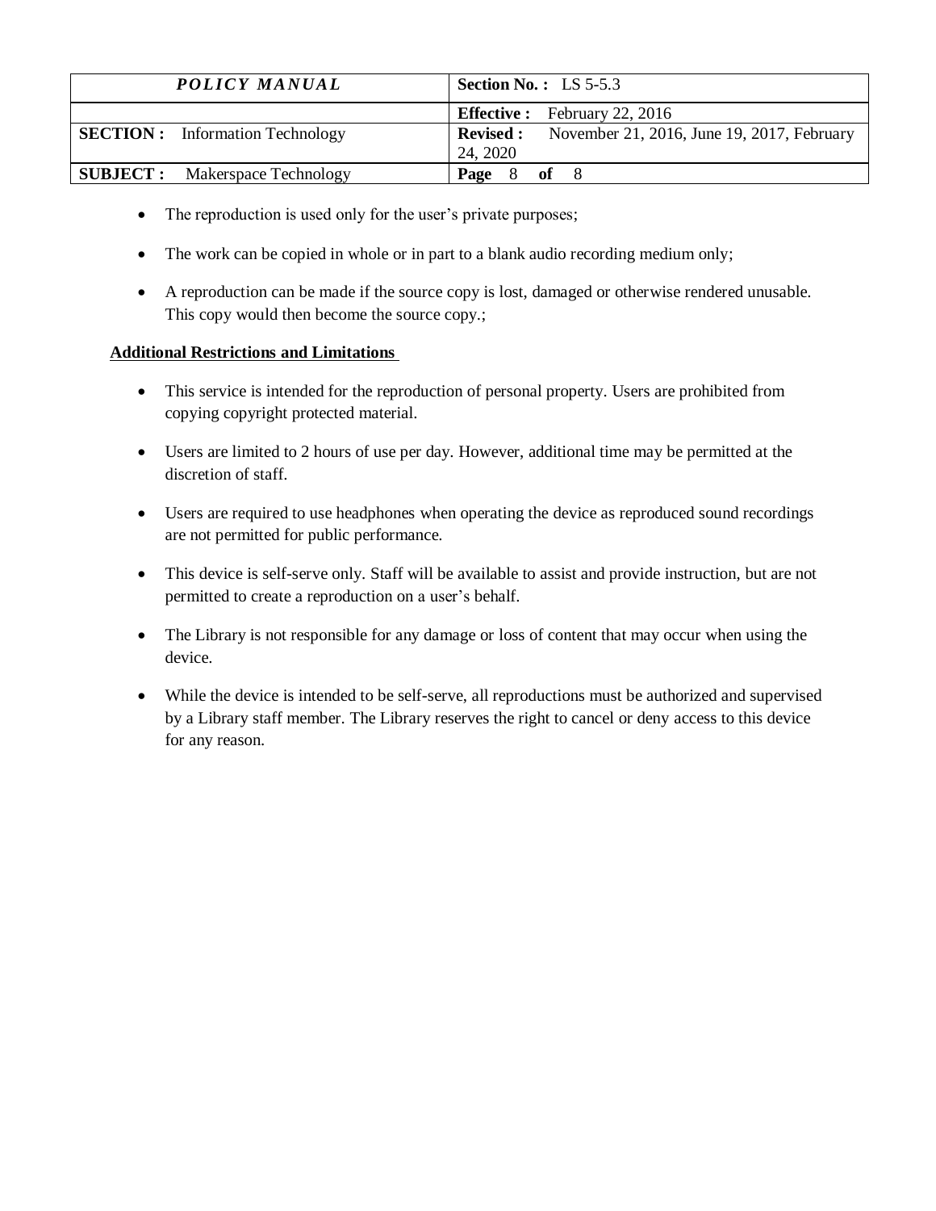- The reproduction is used only for the user's private purposes;
- The work can be copied in whole or in part to a blank audio recording medium only;
- A reproduction can be made if the source copy is lost, damaged or otherwise rendered unusable. This copy would then become the source copy.;

**Additional Restrictions and Limitations**

- This service is intended for the reproduction of personal property. Users are prohibited from copying copyright protected material.
- Users are limited to 2 hours of use per day. However, additional time may be permitted at the discretion of staff.
- Users are required to use headphones when operating the device as reproduced sound recordings are not permitted for public performance.
- This device is self-serve only. Staff will be available to assist and provide instruction, but are not permitted to create a reproduction on a user's behalf.
- The Library is not responsible for any damage or loss of content that may occur when using the device.
- While the device is intended to be self-serve, all reproductions must be authorized and supervised by a Library staff member. The Library reserves the right to cancel or deny access to this device for any reason.